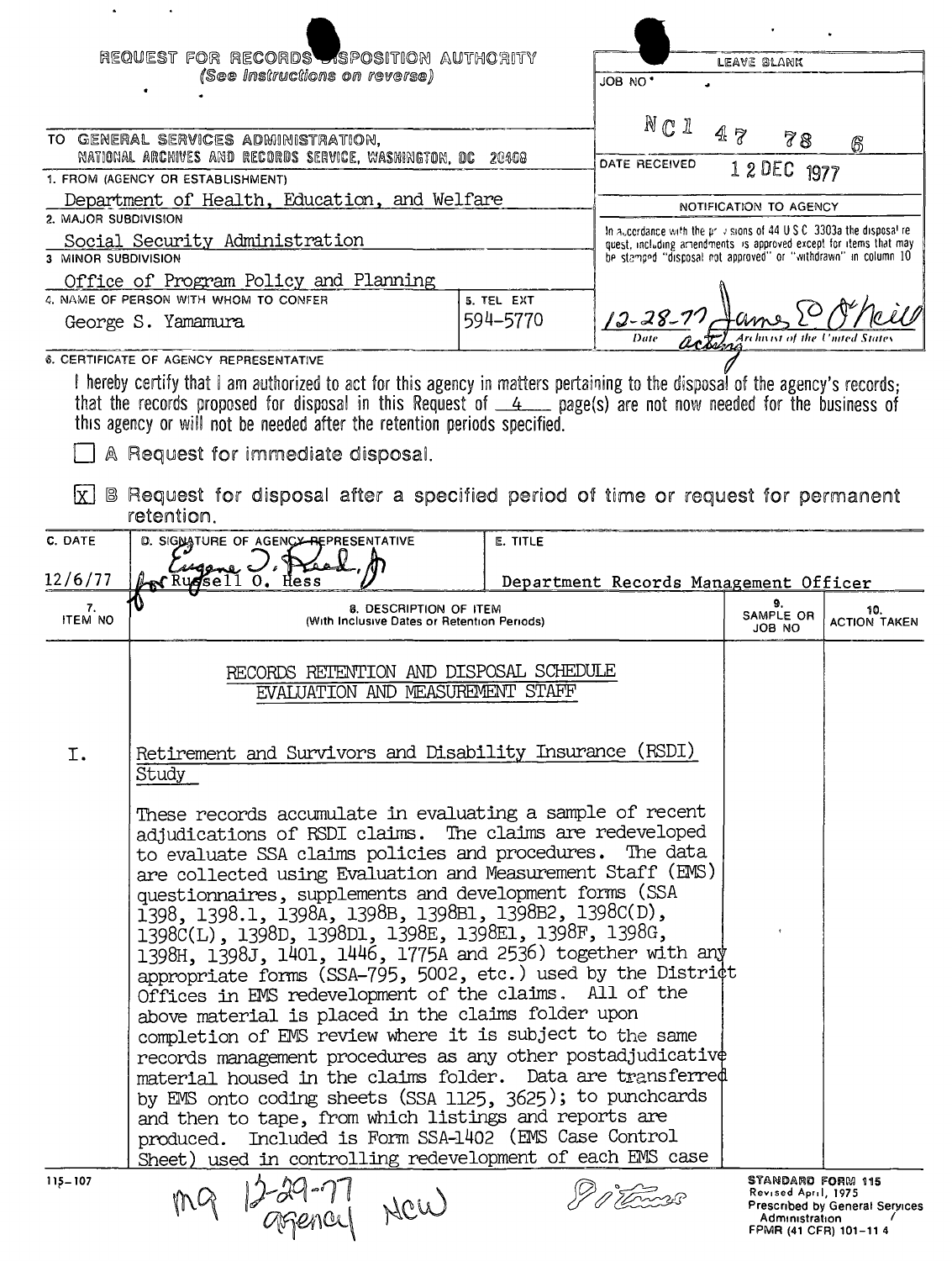**REQUEST FOR RECORDS DISPOSITION AUTHORITY**
*(See Instructions on reverse)*

| LEAVE BLANK |
|---|
| JOB NO: NC1 47 78 6 |
| DATE RECEIVED: 12 DEC 1977 |
| NOTIFICATION TO AGENCY |
| In accordance with the provisions of 44 U.S.C. 3303a the disposal request, including amendments, is approved except for items that may be stamped "disposal not approved" or "withdrawn" in column 10 |
| 12-28-77 &nbsp;&nbsp; James E. O'Neill, acting, Archivist of the United States |

TO: GENERAL SERVICES ADMINISTRATION, NATIONAL ARCHIVES AND RECORDS SERVICE, WASHINGTON, DC 20408

1. FROM (AGENCY OR ESTABLISHMENT): Department of Health, Education, and Welfare

2. MAJOR SUBDIVISION: Social Security Administration

3. MINOR SUBDIVISION: Office of Program Policy and Planning

4. NAME OF PERSON WITH WHOM TO CONFER: George S. Yamamura

5. TEL EXT: 594-5770

6. CERTIFICATE OF AGENCY REPRESENTATIVE

I hereby certify that I am authorized to act for this agency in matters pertaining to the disposal of the agency's records; that the records proposed for disposal in this Request of 4 page(s) are not now needed for the business of this agency or will not be needed after the retention periods specified.

☐ A Request for immediate disposal.

☒ B Request for disposal after a specified period of time or request for permanent retention.

| C. DATE | D. SIGNATURE OF AGENCY REPRESENTATIVE | E. TITLE |
|---|---|---|
| 12/6/77 | Eugene J. Reed, Jr. for Russell O. Hess | Department Records Management Officer |

| 7. ITEM NO | 8. DESCRIPTION OF ITEM (With Inclusive Dates or Retention Periods) | 9. SAMPLE OR JOB NO | 10. ACTION TAKEN |
|---|---|---|---|

RECORDS RETENTION AND DISPOSAL SCHEDULE
EVALUATION AND MEASUREMENT STAFF

I. Retirement and Survivors and Disability Insurance (RSDI) Study

These records accumulate in evaluating a sample of recent adjudications of RSDI claims. The claims are redeveloped to evaluate SSA claims policies and procedures. The data are collected using Evaluation and Measurement Staff (EMS) questionnaires, supplements and development forms (SSA 1398, 1398.1, 1398A, 1398B, 1398B1, 1398B2, 1398C(D), 1398C(L), 1398D, 1398D1, 1398E, 1398E1, 1398F, 1398G, 1398H, 1398J, 1401, 1446, 1775A and 2536) together with any appropriate forms (SSA-795, 5002, etc.) used by the District Offices in EMS redevelopment of the claims. All of the above material is placed in the claims folder upon completion of EMS review where it is subject to the same records management procedures as any other postadjudicative material housed in the claims folder. Data are transferred by EMS onto coding sheets (SSA 1125, 3625); to punchcards and then to tape, from which listings and reports are produced. Included is Form SSA-1402 (EMS Case Control Sheet) used in controlling redevelopment of each EMS case

115-107

mg 12-29-77 agency NCW &nbsp;&nbsp; 8 items

STANDARD FORM 115
Revised April, 1975
Prescribed by General Services Administration
FPMR (41 CFR) 101-11.4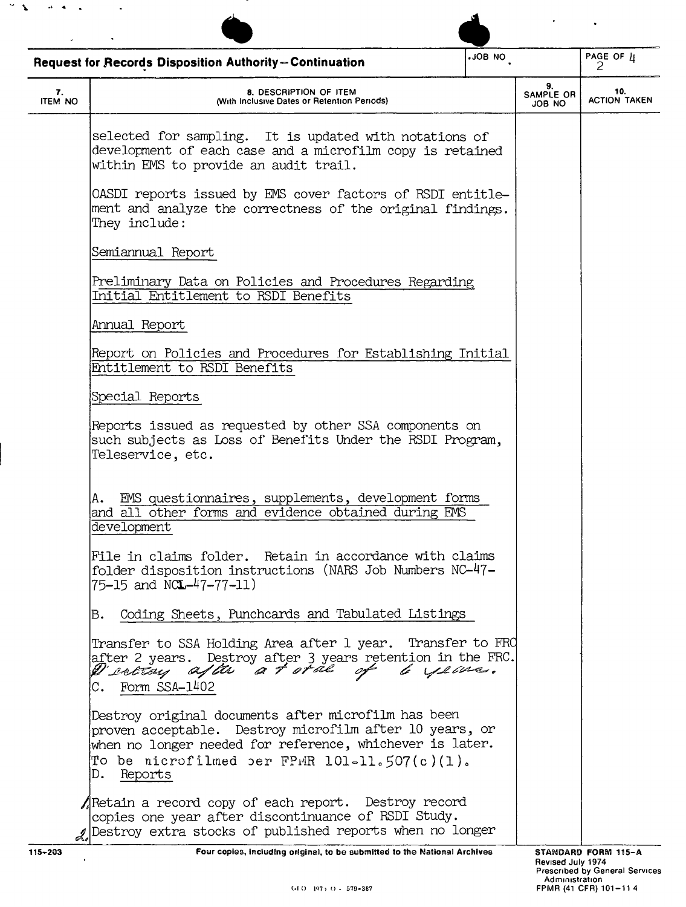**Request for Records Disposition Authority—Continuation**

| 7. ITEM NO | 8. DESCRIPTION OF ITEM (With Inclusive Dates or Retention Periods) | 9. SAMPLE OR JOB NO | 10. ACTION TAKEN |
|---|---|---|---|

selected for sampling. It is updated with notations of development of each case and a microfilm copy is retained within EMS to provide an audit trail.

OASDI reports issued by EMS cover factors of RSDI entitlement and analyze the correctness of the original findings. They include:

Semiannual Report

Preliminary Data on Policies and Procedures Regarding Initial Entitlement to RSDI Benefits

Annual Report

Report on Policies and Procedures for Establishing Initial Entitlement to RSDI Benefits

Special Reports

Reports issued as requested by other SSA components on such subjects as Loss of Benefits Under the RSDI Program, Teleservice, etc.

A. EMS questionnaires, supplements, development forms and all other forms and evidence obtained during EMS development

File in claims folder. Retain in accordance with claims folder disposition instructions (NARS Job Numbers NC-47-75-15 and NC1-47-77-11)

B. Coding Sheets, Punchcards and Tabulated Listings

Transfer to SSA Holding Area after 1 year. Transfer to FRC after 2 years. Destroy after 3 years retention in the FRC. *Destroy after a total of 6 years.*

C. Form SSA-1402

Destroy original documents after microfilm has been proven acceptable. Destroy microfilm after 10 years, or when no longer needed for reference, whichever is later. To be microfilmed per FPMR 101-11.507(c)(1).

D. Reports

1. Retain a record copy of each report. Destroy record copies one year after discontinuance of RSDI Study.

2. Destroy extra stocks of published reports when no longer

115-203 — Four copies, including original, to be submitted to the National Archives

STANDARD FORM 115-A
Revised July 1974
Prescribed by General Services Administration
FPMR (41 CFR) 101-11.4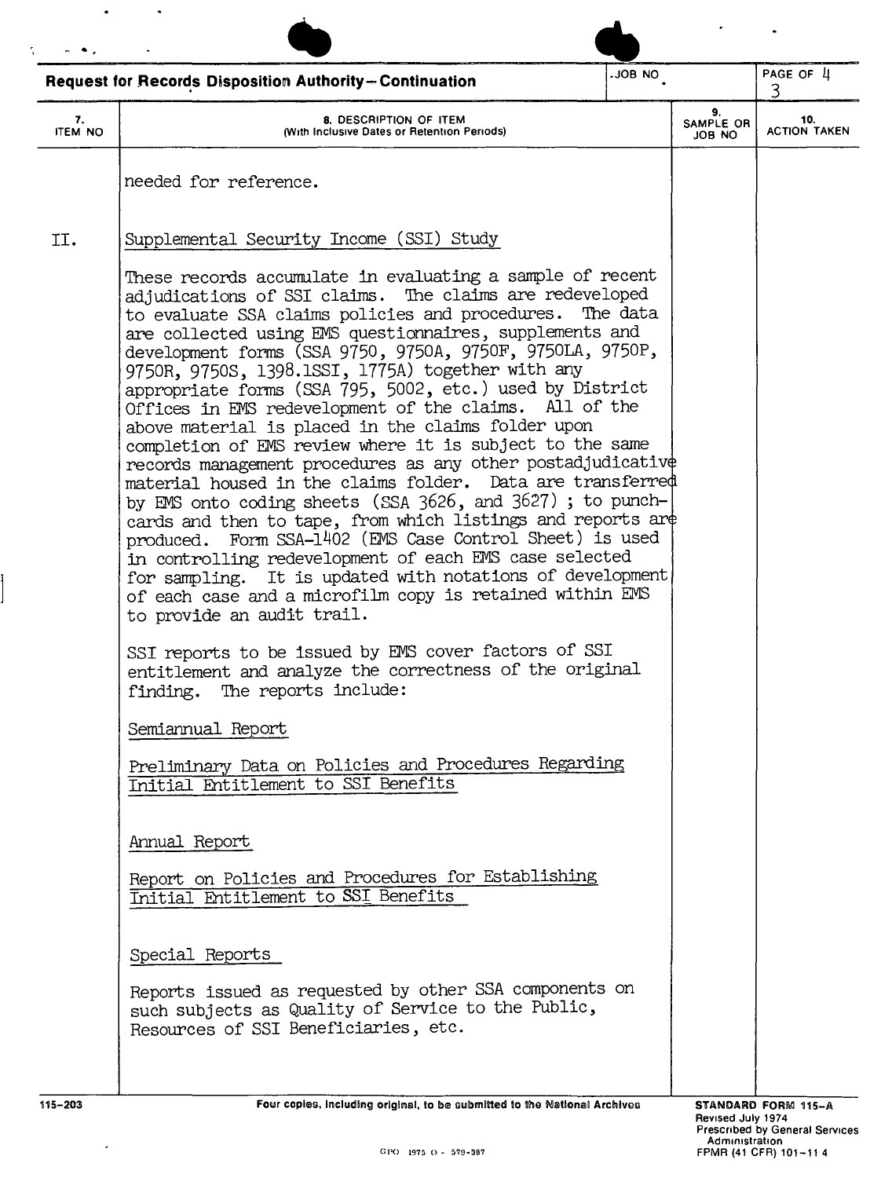**Request for Records Disposition Authority—Continuation**

| 7. ITEM NO | 8. DESCRIPTION OF ITEM (With Inclusive Dates or Retention Periods) | 9. SAMPLE OR JOB NO | 10. ACTION TAKEN |
|---|---|---|---|
| | needed for reference. | | |
| II. | Supplemental Security Income (SSI) Study | | |

These records accumulate in evaluating a sample of recent adjudications of SSI claims. The claims are redeveloped to evaluate SSA claims policies and procedures. The data are collected using EMS questionnaires, supplements and development forms (SSA 9750, 9750A, 9750F, 9750LA, 9750P, 9750R, 9750S, 1398.1SSI, 1775A) together with any appropriate forms (SSA 795, 5002, etc.) used by District Offices in EMS redevelopment of the claims. All of the above material is placed in the claims folder upon completion of EMS review where it is subject to the same records management procedures as any other postadjudicative material housed in the claims folder. Data are transferred by EMS onto coding sheets (SSA 3626, and 3627) ; to punch-cards and then to tape, from which listings and reports are produced. Form SSA-1402 (EMS Case Control Sheet) is used in controlling redevelopment of each EMS case selected for sampling. It is updated with notations of development of each case and a microfilm copy is retained within EMS to provide an audit trail.

SSI reports to be issued by EMS cover factors of SSI entitlement and analyze the correctness of the original finding. The reports include:

Semiannual Report

Preliminary Data on Policies and Procedures Regarding Initial Entitlement to SSI Benefits

Annual Report

Report on Policies and Procedures for Establishing Initial Entitlement to SSI Benefits

Special Reports

Reports issued as requested by other SSA components on such subjects as Quality of Service to the Public, Resources of SSI Beneficiaries, etc.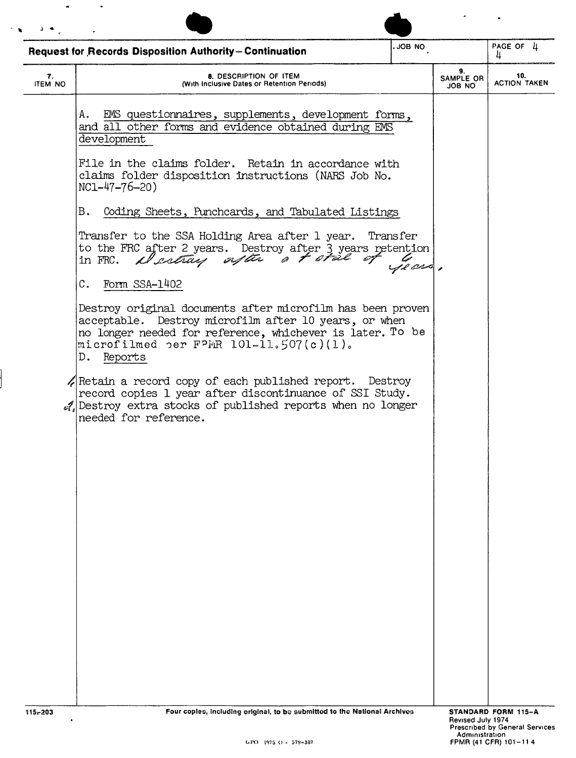**Request for Records Disposition Authority—Continuation**

JOB NO

PAGE 4 OF 4

| 7. ITEM NO | 8. DESCRIPTION OF ITEM (With Inclusive Dates or Retention Periods) | 9. SAMPLE OR JOB NO | 10. ACTION TAKEN |
|---|---|---|---|
| | A. EMS questionnaires, supplements, development forms, and all other forms and evidence obtained during EMS development | | |
| | File in the claims folder. Retain in accordance with claims folder disposition instructions (NARS Job No. NC1-47-76-20) | | |
| | B. Coding Sheets, Punchcards, and Tabulated Listings | | |
| | Transfer to the SSA Holding Area after 1 year. Transfer to the FRC after 2 years. ~~Destroy after 3 years retention in FRC.~~ Destroy after a total of 6 years. | | |
| | C. Form SSA-1402 | | |
| | Destroy original documents after microfilm has been proven acceptable. Destroy microfilm after 10 years, or when no longer needed for reference, whichever is later. To be microfilmed per FPMR 101-11.507(c)(1). | | |
| | D. Reports | | |
| 1. | Retain a record copy of each published report. Destroy record copies 1 year after discontinuance of SSI Study. | | |
| 2. | Destroy extra stocks of published reports when no longer needed for reference. | | |

115-203

Four copies, including original, to be submitted to the National Archives

STANDARD FORM 115-A
Revised July 1974
Prescribed by General Services Administration
FPMR (41 CFR) 101-11.4

GPO 1975 O - 579-387